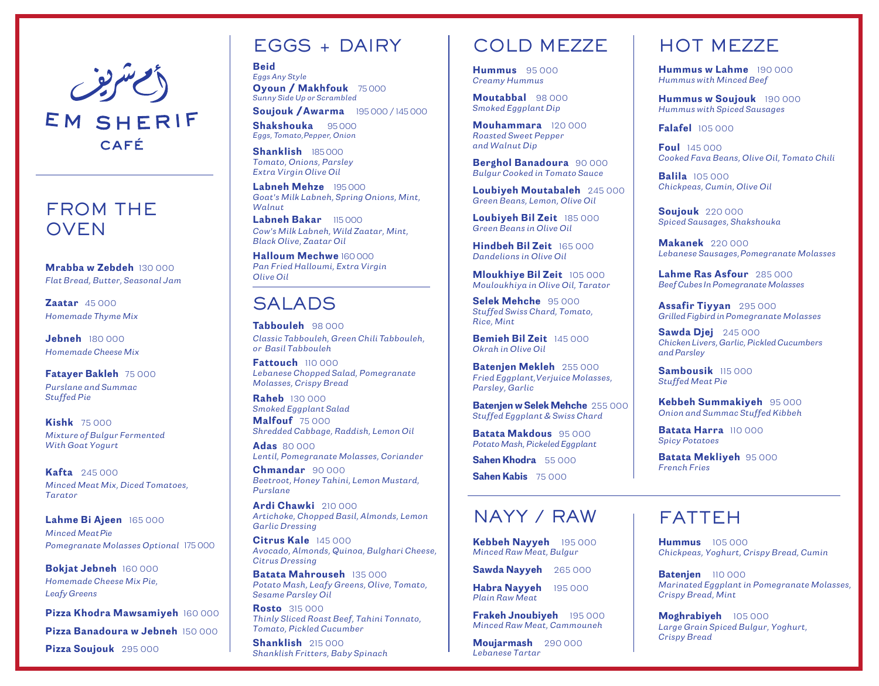# أم شريف

# EM SHERIF CAFÉ

## FROM THE OVEN

**Mrabba w Zebdeh** 130 000
*Flat Bread, Butter, Seasonal Jam*

**Zaatar** 45 000
*Homemade Thyme Mix*

**Jebneh** 180 000
*Homemade Cheese Mix*

**Fatayer Bakleh** 75 000
*Purslane and Summac Stuffed Pie*

**Kishk** 75 000
*Mixture of Bulgur Fermented With Goat Yogurt*

**Kafta** 245 000
*Minced Meat Mix, Diced Tomatoes, Tarator*

**Lahme Bi Ajeen** 165 000
*Minced Meat Pie*
*Pomegranate Molasses Optional* 175 000

**Bokjat Jebneh** 160 000
*Homemade Cheese Mix Pie, Leafy Greens*

**Pizza Khodra Mawsamiyeh** 160 000

**Pizza Banadoura w Jebneh** 150 000

**Pizza Soujouk** 295 000

## EGGS + DAIRY

**Beid**
*Eggs Any Style*

**Oyoun / Makhfouk** 75 000
*Sunny Side Up or Scrambled*

**Soujouk / Awarma** 195 000 / 145 000

**Shakshouka** 95 000
*Eggs, Tomato, Pepper, Onion*

**Shanklish** 185 000
*Tomato, Onions, Parsley Extra Virgin Olive Oil*

**Labneh Mehze** 195 000
*Goat's Milk Labneh, Spring Onions, Mint, Walnut*

**Labneh Bakar** 115 000
*Cow's Milk Labneh, Wild Zaatar, Mint, Black Olive, Zaatar Oil*

**Halloum Mechwe** 160 000
*Pan Fried Halloumi, Extra Virgin Olive Oil*

## SALADS

**Tabbouleh** 98 000
*Classic Tabbouleh, Green Chili Tabbouleh, or Basil Tabbouleh*

**Fattouch** 110 000
*Lebanese Chopped Salad, Pomegranate Molasses, Crispy Bread*

**Raheb** 130 000
*Smoked Eggplant Salad*

**Malfouf** 75 000
*Shredded Cabbage, Raddish, Lemon Oil*

**Adas** 80 000
*Lentil, Pomegranate Molasses, Coriander*

**Chmandar** 90 000
*Beetroot, Honey Tahini, Lemon Mustard, Purslane*

**Ardi Chawki** 210 000
*Artichoke, Chopped Basil, Almonds, Lemon Garlic Dressing*

**Citrus Kale** 145 000
*Avocado, Almonds, Quinoa, Bulghari Cheese, Citrus Dressing*

**Batata Mahrouseh** 135 000
*Potato Mash, Leafy Greens, Olive, Tomato, Sesame Parsley Oil*

**Rosto** 315 000
*Thinly Sliced Roast Beef, Tahini Tonnato, Tomato, Pickled Cucumber*

**Shanklish** 215 000
*Shanklish Fritters, Baby Spinach*

## COLD MEZZE

**Hummus** 95 000
*Creamy Hummus*

**Moutabbal** 98 000
*Smoked Eggplant Dip*

**Mouhammara** 120 000
*Roasted Sweet Pepper and Walnut Dip*

**Berghol Banadoura** 90 000
*Bulgur Cooked in Tomato Sauce*

**Loubiyeh Moutabaleh** 245 000
*Green Beans, Lemon, Olive Oil*

**Loubiyeh Bil Zeit** 185 000
*Green Beans in Olive Oil*

**Hindbeh Bil Zeit** 165 000
*Dandelions in Olive Oil*

**Mloukhiye Bil Zeit** 105 000
*Mouloukhiya in Olive Oil, Tarator*

**Selek Mehche** 95 000
*Stuffed Swiss Chard, Tomato, Rice, Mint*

**Bemieh Bil Zeit** 145 000
*Okrah in Olive Oil*

**Batenjen Mekleh** 255 000
*Fried Eggplant, Verjuice Molasses, Parsley, Garlic*

**Batenjen w Selek Mehche** 255 000
*Stuffed Eggplant & Swiss Chard*

**Batata Makdous** 95 000
*Potato Mash, Picketed Eggplant*

**Sahen Khodra** 55 000

**Sahen Kabis** 75 000

## HOT MEZZE

**Hummus w Lahme** 190 000
*Hummus with Minced Beef*

**Hummus w Soujouk** 190 000
*Hummus with Spiced Sausages*

**Falafel** 105 000

**Foul** 145 000
*Cooked Fava Beans, Olive Oil, Tomato Chili*

**Balila** 105 000
*Chickpeas, Cumin, Olive Oil*

**Soujouk** 220 000
*Spiced Sausages, Shakshouka*

**Makanek** 220 000
*Lebanese Sausages, Pomegranate Molasses*

**Lahme Ras Asfour** 285 000
*Beef Cubes In Pomegranate Molasses*

**Assafir Tiyyan** 295 000
*Grilled Figbird in Pomegranate Molasses*

**Sawda Djej** 245 000
*Chicken Livers, Garlic, Pickled Cucumbers and Parsley*

**Sambousik** 115 000
*Stuffed Meat Pie*

**Kebbeh Summakiyeh** 95 000
*Onion and Summac Stuffed Kibbeh*

**Batata Harra** 110 000
*Spicy Potatoes*

**Batata Mekliyeh** 95 000
*French Fries*

## NAYY / RAW

**Kebbeh Nayyeh** 195 000
*Minced Raw Meat, Bulgur*

**Sawda Nayyeh** 265 000

**Habra Nayyeh** 195 000
*Plain Raw Meat*

**Frakeh Jnoubiyeh** 195 000
*Minced Raw Meat, Cammouneh*

**Moujarmash** 290 000
*Lebanese Tartar*

## FATTEH

**Hummus** 105 000
*Chickpeas, Yoghurt, Crispy Bread, Cumin*

**Batenjen** 110 000
*Marinated Eggplant in Pomegranate Molasses, Crispy Bread, Mint*

**Moghrabiyeh** 105 000
*Large Grain Spiced Bulgur, Yoghurt, Crispy Bread*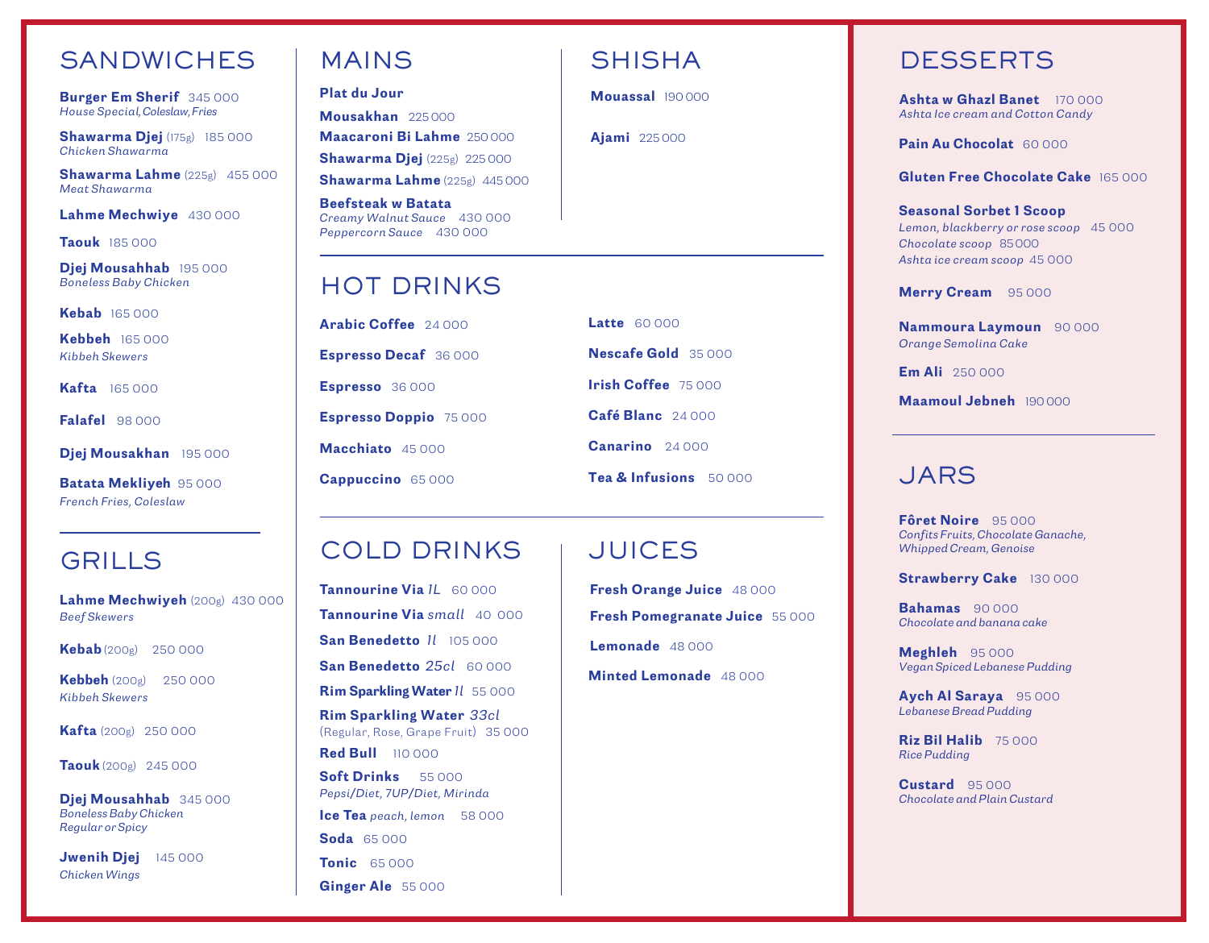## SANDWICHES

**Burger Em Sherif** 345 000
*House Special, Coleslaw, Fries*

**Shawarma Djej** (175g) 185 000
*Chicken Shawarma*

**Shawarma Lahme** (225g) 455 000
*Meat Shawarma*

**Lahme Mechwiye** 430 000

**Taouk** 185 000

**Djej Mousahhab** 195 000
*Boneless Baby Chicken*

**Kebab** 165 000

**Kebbeh** 165 000
*Kibbeh Skewers*

**Kafta** 165 000

**Falafel** 98 000

**Djej Mousakhan** 195 000

**Batata Mekliyeh** 95 000
*French Fries, Coleslaw*

## GRILLS

**Lahme Mechwiyeh** (200g) 430 000
*Beef Skewers*

**Kebab** (200g) 250 000

**Kebbeh** (200g) 250 000
*Kibbeh Skewers*

**Kafta** (200g) 250 000

**Taouk** (200g) 245 000

**Djej Mousahhab** 345 000
*Boneless Baby Chicken*
*Regular or Spicy*

**Jwenih Djej** 145 000
*Chicken Wings*

## MAINS

**Plat du Jour**

**Mousakhan** 225 000

**Maacaroni Bi Lahme** 250 000

**Shawarma Djej** (225g) 225 000

**Shawarma Lahme** (225g) 445 000

**Beefsteak w Batata**
*Creamy Walnut Sauce* 430 000
*Peppercorn Sauce* 430 000

## SHISHA

**Mouassal** 190 000

**Ajami** 225 000

## HOT DRINKS

**Arabic Coffee** 24 000

**Espresso Decaf** 36 000

**Espresso** 36 000

**Espresso Doppio** 75 000

**Macchiato** 45 000

**Cappuccino** 65 000

**Latte** 60 000

**Nescafe Gold** 35 000

**Irish Coffee** 75 000

**Café Blanc** 24 000

**Canarino** 24 000

**Tea & Infusions** 50 000

## COLD DRINKS

**Tannourine Via** *1L* 60 000

**Tannourine Via** *small* 40 000

**San Benedetto** *1l* 105 000

**San Benedetto** *25cl* 60 000

**Rim Sparkling Water** *1l* 55 000

**Rim Sparkling Water** *33cl*
(Regular, Rose, Grape Fruit) 35 000

**Red Bull** 110 000

**Soft Drinks** 55 000
*Pepsi/Diet, 7UP/Diet, Mirinda*

**Ice Tea** *peach, lemon* 58 000

**Soda** 65 000

**Tonic** 65 000

**Ginger Ale** 55 000

## JUICES

**Fresh Orange Juice** 48 000

**Fresh Pomegranate Juice** 55 000

**Lemonade** 48 000

**Minted Lemonade** 48 000

## DESSERTS

**Ashta w Ghazl Banet** 170 000
*Ashta Ice cream and Cotton Candy*

**Pain Au Chocolat** 60 000

**Gluten Free Chocolate Cake** 165 000

**Seasonal Sorbet 1 Scoop**
*Lemon, blackberry or rose scoop* 45 000
*Chocolate scoop* 85 000
*Ashta ice cream scoop* 45 000

**Merry Cream** 95 000

**Nammoura Laymoun** 90 000
*Orange Semolina Cake*

**Em Ali** 250 000

**Maamoul Jebneh** 190 000

## JARS

**Fôret Noire** 95 000
*Confits Fruits, Chocolate Ganache, Whipped Cream, Genoise*

**Strawberry Cake** 130 000

**Bahamas** 90 000
*Chocolate and banana cake*

**Meghleh** 95 000
*Vegan Spiced Lebanese Pudding*

**Aych Al Saraya** 95 000
*Lebanese Bread Pudding*

**Riz Bil Halib** 75 000
*Rice Pudding*

**Custard** 95 000
*Chocolate and Plain Custard*